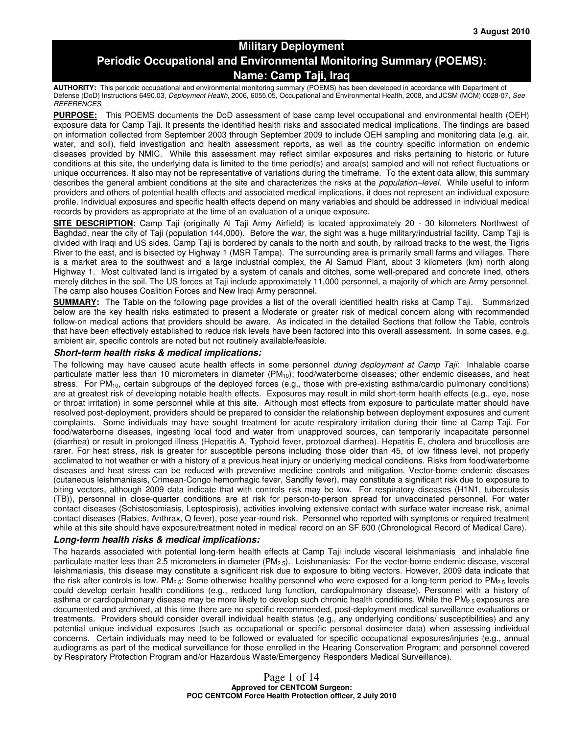3 August 2010

# Military Deployment
# Periodic Occupational and Environmental Monitoring Summary (POEMS):
# Name: Camp Taji, Iraq

**AUTHORITY:** This periodic occupational and environmental monitoring summary (POEMS) has been developed in accordance with Department of Defense (DoD) Instructions 6490.03, *Deployment Health*, 2006, 6055.05, Occupational and Environmental Health, 2008, and JCSM (MCM) 0028-07, *See REFERENCES*. .

**PURPOSE:** This POEMS documents the DoD assessment of base camp level occupational and environmental health (OEH) exposure data for Camp Taji. It presents the identified health risks and associated medical implications. The findings are based on information collected from September 2003 through September 2009 to include OEH sampling and monitoring data (e.g. air, water, and soil), field investigation and health assessment reports, as well as the country specific information on endemic diseases provided by NMIC. While this assessment may reflect similar exposures and risks pertaining to historic or future conditions at this site, the underlying data is limited to the time period(s) and area(s) sampled and will not reflect fluctuations or unique occurrences. It also may not be representative of variations during the timeframe. To the extent data allow, this summary describes the general ambient conditions at the site and characterizes the risks at the *population–level*. While useful to inform providers and others of potential health effects and associated medical implications, it does not represent an individual exposure profile. Individual exposures and specific health effects depend on many variables and should be addressed in individual medical records by providers as appropriate at the time of an evaluation of a unique exposure.

**SITE DESCRIPTION:** Camp Taji (originally Al Taji Army Airfield) is located approximately 20 - 30 kilometers Northwest of Baghdad, near the city of Taji (population 144,000). Before the war, the sight was a huge military/industrial facility. Camp Taji is divided with Iraqi and US sides. Camp Taji is bordered by canals to the north and south, by railroad tracks to the west, the Tigris River to the east, and is bisected by Highway 1 (MSR Tampa). The surrounding area is primarily small farms and villages. There is a market area to the southwest and a large industrial complex, the Al Samud Plant, about 3 kilometers (km) north along Highway 1. Most cultivated land is irrigated by a system of canals and ditches, some well-prepared and concrete lined, others merely ditches in the soil. The US forces at Taji include approximately 11,000 personnel, a majority of which are Army personnel. The camp also houses Coalition Forces and New Iraqi Army personnel.

**SUMMARY:** The Table on the following page provides a list of the overall identified health risks at Camp Taji. Summarized below are the key health risks estimated to present a Moderate or greater risk of medical concern along with recommended follow-on medical actions that providers should be aware. As indicated in the detailed Sections that follow the Table, controls that have been effectively established to reduce risk levels have been factored into this overall assessment. In some cases, e.g. ambient air, specific controls are noted but not routinely available/feasible.

### *Short-term health risks & medical implications:*

The following may have caused acute health effects in some personnel *during deployment at Camp Taji*: Inhalable coarse particulate matter less than 10 micrometers in diameter ($PM_{10}$); food/waterborne diseases; other endemic diseases, and heat stress. For $PM_{10}$, certain subgroups of the deployed forces (e.g., those with pre-existing asthma/cardio pulmonary conditions) are at greatest risk of developing notable health effects. Exposures may result in mild short-term health effects (e.g., eye, nose or throat irritation) in some personnel while at this site. Although most effects from exposure to particulate matter should have resolved post-deployment, providers should be prepared to consider the relationship between deployment exposures and current complaints. Some individuals may have sought treatment for acute respiratory irritation during their time at Camp Taji. For food/waterborne diseases, ingesting local food and water from unapproved sources, can temporarily incapacitate personnel (diarrhea) or result in prolonged illness (Hepatitis A, Typhoid fever, protozoal diarrhea). Hepatitis E, cholera and brucellosis are rarer. For heat stress, risk is greater for susceptible persons including those older than 45, of low fitness level, not properly acclimated to hot weather or with a history of a previous heat injury or underlying medical conditions. Risks from food/waterborne diseases and heat stress can be reduced with preventive medicine controls and mitigation. Vector-borne endemic diseases (cutaneous leishmaniasis, Crimean-Congo hemorrhagic fever, Sandfly fever), may constitute a significant risk due to exposure to biting vectors, although 2009 data indicate that with controls risk may be low. For respiratory diseases (H1N1, tuberculosis (TB)), personnel in close-quarter conditions are at risk for person-to-person spread for unvaccinated personnel. For water contact diseases (Schistosomiasis, Leptospirosis), activities involving extensive contact with surface water increase risk, animal contact diseases (Rabies, Anthrax, Q fever), pose year-round risk. Personnel who reported with symptoms or required treatment while at this site should have exposure/treatment noted in medical record on an SF 600 (Chronological Record of Medical Care).

### *Long-term health risks & medical implications:*

The hazards associated with potential long-term health effects at Camp Taji include visceral leishmaniasis and inhalable fine particulate matter less than 2.5 micrometers in diameter ($PM_{2.5}$). Leishmaniasis: For the vector-borne endemic disease, visceral leishmaniasis, this disease may constitute a significant risk due to exposure to biting vectors. However, 2009 data indicate that the risk after controls is low. $PM_{2.5}$: Some otherwise healthy personnel who were exposed for a long-term period to $PM_{2.5}$ levels could develop certain health conditions (e.g., reduced lung function, cardiopulmonary disease). Personnel with a history of asthma or cardiopulmonary disease may be more likely to develop such chronic health conditions. While the $PM_{2.5}$ exposures are documented and archived, at this time there are no specific recommended, post-deployment medical surveillance evaluations or treatments. Providers should consider overall individual health status (e.g., any underlying conditions/ susceptibilities) and any potential unique individual exposures (such as occupational or specific personal dosimeter data) when assessing individual concerns. Certain individuals may need to be followed or evaluated for specific occupational exposures/injuries (e.g., annual audiograms as part of the medical surveillance for those enrolled in the Hearing Conservation Program; and personnel covered by Respiratory Protection Program and/or Hazardous Waste/Emergency Responders Medical Surveillance).

**Approved for CENTCOM Surgeon:**
**POC CENTCOM Force Health Protection officer, 2 July 2010**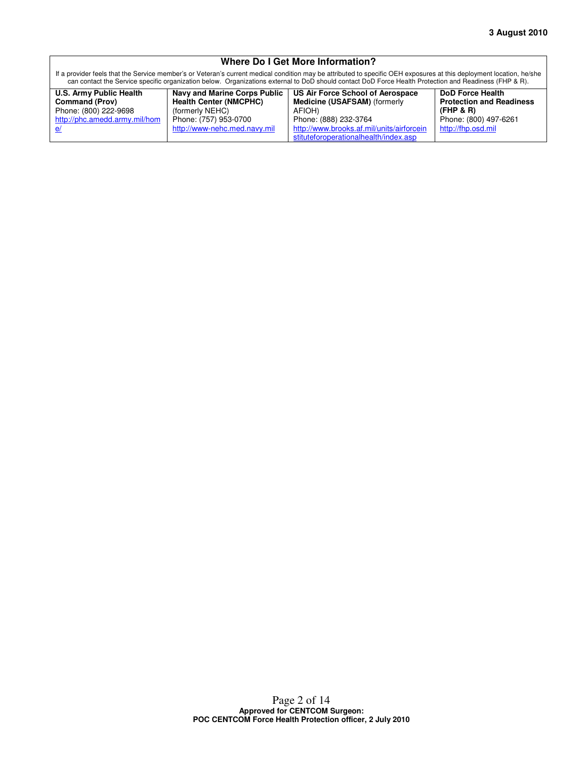## Where Do I Get More Information?

If a provider feels that the Service member's or Veteran's current medical condition may be attributed to specific OEH exposures at this deployment location, he/she can contact the Service specific organization below. Organizations external to DoD should contact DoD Force Health Protection and Readiness (FHP & R).

| **U.S. Army Public Health Command (Prov)** | **Navy and Marine Corps Public Health Center (NMCPHC)** | **US Air Force School of Aerospace Medicine (USAFSAM)** (formerly AFIOH) | **DoD Force Health Protection and Readiness (FHP & R)** |
|---|---|---|---|
| Phone: (800) 222-9698 | (formerly NEHC) | Phone: (888) 232-3764 | Phone: (800) 497-6261 |
| http://phc.amedd.army.mil/home/ | Phone: (757) 953-0700 | http://www.brooks.af.mil/units/airforceinstituteforoperationalhealth/index.asp | http://fhp.osd.mil |
| | http://www-nehc.med.navy.mil | | |

**Approved for CENTCOM Surgeon:**
**POC CENTCOM Force Health Protection officer, 2 July 2010**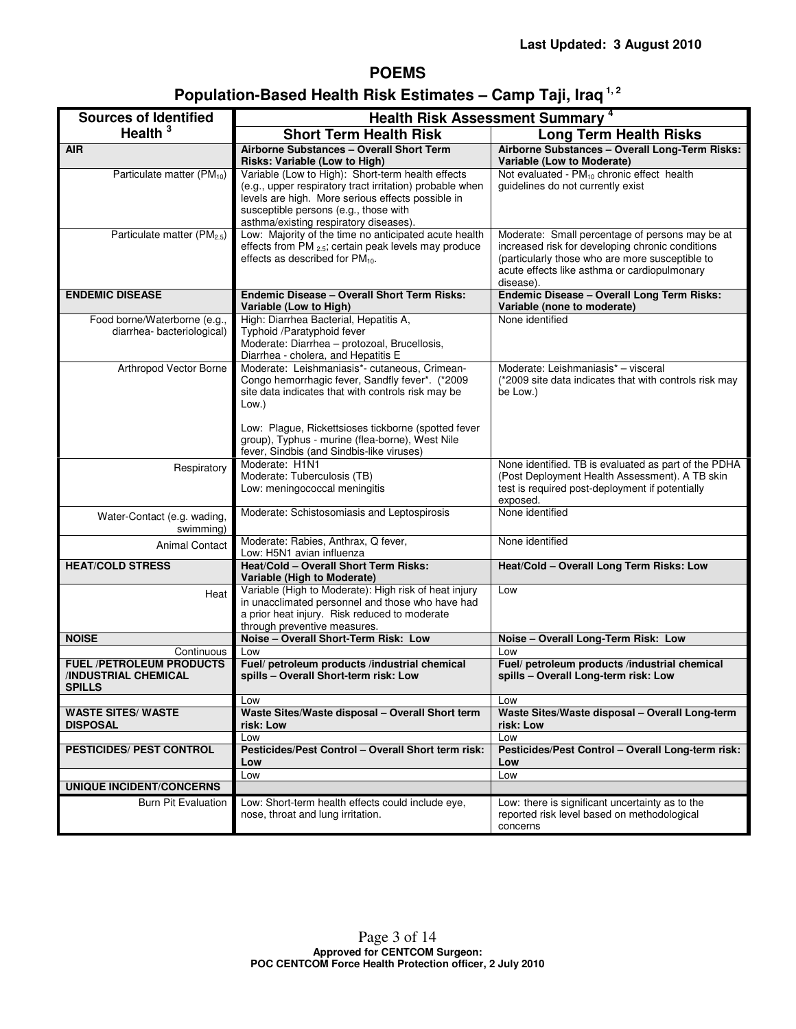Last Updated: 3 August 2010

# POEMS

## Population-Based Health Risk Estimates – Camp Taji, Iraq [1, 2]

| Sources of Identified Health [3] | Health Risk Assessment Summary [4] | |
|---|---|---|
| | **Short Term Health Risk** | **Long Term Health Risks** |
| **AIR** | **Airborne Substances – Overall Short Term Risks: Variable (Low to High)** | **Airborne Substances – Overall Long-Term Risks: Variable (Low to Moderate)** |
| Particulate matter ($PM_{10}$) | Variable (Low to High): Short-term health effects (e.g., upper respiratory tract irritation) probable when levels are high. More serious effects possible in susceptible persons (e.g., those with asthma/existing respiratory diseases). | Not evaluated - $PM_{10}$ chronic effect health guidelines do not currently exist |
| Particulate matter ($PM_{2.5}$) | Low: Majority of the time no anticipated acute health effects from $PM_{2.5}$; certain peak levels may produce effects as described for $PM_{10}$. | Moderate: Small percentage of persons may be at increased risk for developing chronic conditions (particularly those who are more susceptible to acute effects like asthma or cardiopulmonary disease). |
| **ENDEMIC DISEASE** | **Endemic Disease – Overall Short Term Risks: Variable (Low to High)** | **Endemic Disease – Overall Long Term Risks: Variable (none to moderate)** |
| Food borne/Waterborne (e.g., diarrhea- bacteriological) | High: Diarrhea Bacterial, Hepatitis A, Typhoid /Paratyphoid fever<br>Moderate: Diarrhea – protozoal, Brucellosis, Diarrhea - cholera, and Hepatitis E | None identified |
| Arthropod Vector Borne | Moderate: Leishmaniasis*- cutaneous, Crimean-Congo hemorrhagic fever, Sandfly fever*. (*2009 site data indicates that with controls risk may be Low.)<br><br>Low: Plague, Rickettsioses tickborne (spotted fever group), Typhus - murine (flea-borne), West Nile fever, Sindbis (and Sindbis-like viruses) | Moderate: Leishmaniasis* – visceral (*2009 site data indicates that with controls risk may be Low.) |
| Respiratory | Moderate: H1N1<br>Moderate: Tuberculosis (TB)<br>Low: meningococcal meningitis | None identified. TB is evaluated as part of the PDHA (Post Deployment Health Assessment). A TB skin test is required post-deployment if potentially exposed. |
| Water-Contact (e.g. wading, swimming) | Moderate: Schistosomiasis and Leptospirosis | None identified |
| Animal Contact | Moderate: Rabies, Anthrax, Q fever,<br>Low: H5N1 avian influenza | None identified |
| **HEAT/COLD STRESS** | **Heat/Cold – Overall Short Term Risks: Variable (High to Moderate)** | **Heat/Cold – Overall Long Term Risks: Low** |
| Heat | Variable (High to Moderate): High risk of heat injury in unacclimated personnel and those who have had a prior heat injury. Risk reduced to moderate through preventive measures. | Low |
| **NOISE** | **Noise – Overall Short-Term Risk: Low** | **Noise – Overall Long-Term Risk: Low** |
| Continuous | Low | Low |
| **FUEL /PETROLEUM PRODUCTS /INDUSTRIAL CHEMICAL SPILLS** | **Fuel/ petroleum products /industrial chemical spills – Overall Short-term risk: Low** | **Fuel/ petroleum products /industrial chemical spills – Overall Long-term risk: Low** |
| | Low | Low |
| **WASTE SITES/ WASTE DISPOSAL** | **Waste Sites/Waste disposal – Overall Short term risk: Low** | **Waste Sites/Waste disposal – Overall Long-term risk: Low** |
| | Low | Low |
| **PESTICIDES/ PEST CONTROL** | **Pesticides/Pest Control – Overall Short term risk: Low** | **Pesticides/Pest Control – Overall Long-term risk: Low** |
| | Low | Low |
| **UNIQUE INCIDENT/CONCERNS** | | |
| Burn Pit Evaluation | Low: Short-term health effects could include eye, nose, throat and lung irritation. | Low: there is significant uncertainty as to the reported risk level based on methodological concerns |

**Approved for CENTCOM Surgeon:**
**POC CENTCOM Force Health Protection officer, 2 July 2010**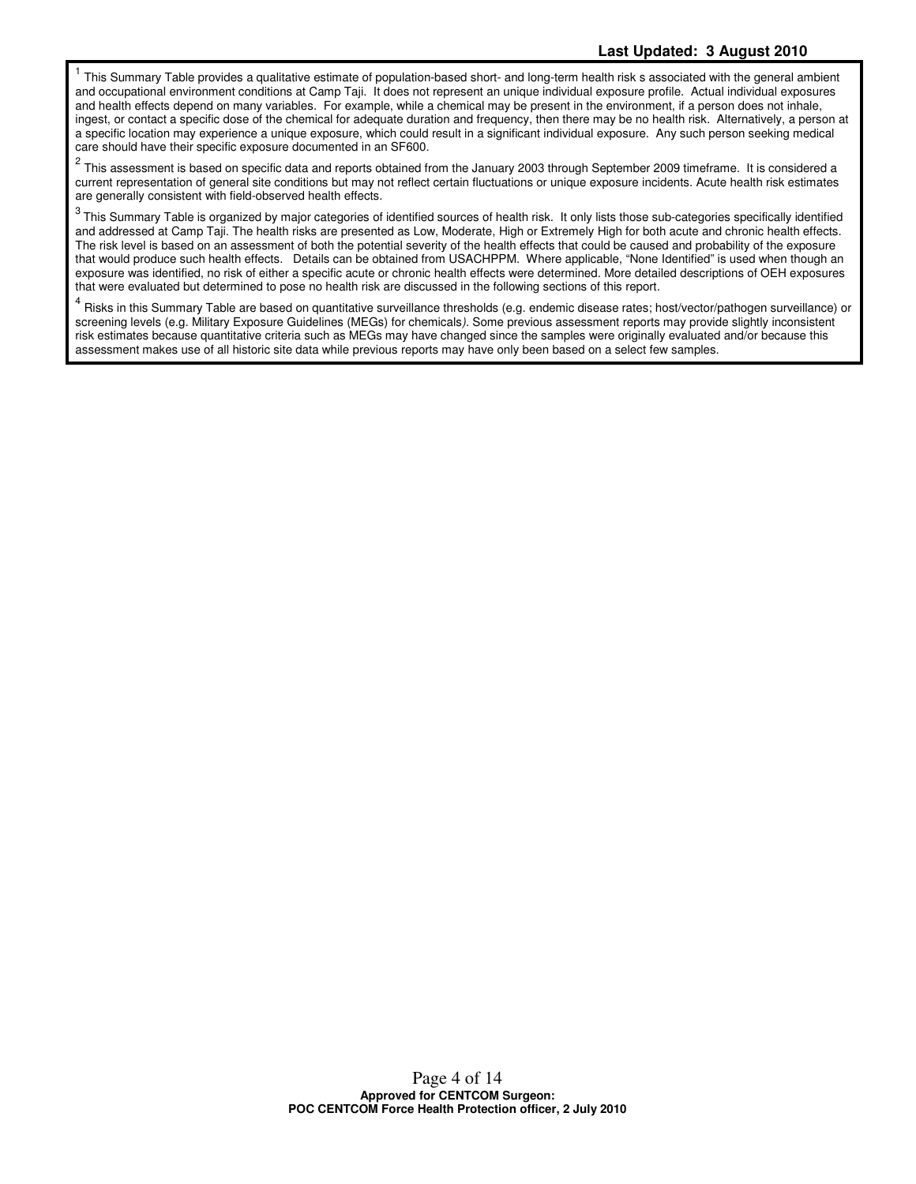**Last Updated: 3 August 2010**

[1] This Summary Table provides a qualitative estimate of population-based short- and long-term health risk s associated with the general ambient and occupational environment conditions at Camp Taji. It does not represent an unique individual exposure profile. Actual individual exposures and health effects depend on many variables. For example, while a chemical may be present in the environment, if a person does not inhale, ingest, or contact a specific dose of the chemical for adequate duration and frequency, then there may be no health risk. Alternatively, a person at a specific location may experience a unique exposure, which could result in a significant individual exposure. Any such person seeking medical care should have their specific exposure documented in an SF600.

[2] This assessment is based on specific data and reports obtained from the January 2003 through September 2009 timeframe. It is considered a current representation of general site conditions but may not reflect certain fluctuations or unique exposure incidents. Acute health risk estimates are generally consistent with field-observed health effects.

[3] This Summary Table is organized by major categories of identified sources of health risk. It only lists those sub-categories specifically identified and addressed at Camp Taji. The health risks are presented as Low, Moderate, High or Extremely High for both acute and chronic health effects. The risk level is based on an assessment of both the potential severity of the health effects that could be caused and probability of the exposure that would produce such health effects. Details can be obtained from USACHPPM. Where applicable, "None Identified" is used when though an exposure was identified, no risk of either a specific acute or chronic health effects were determined. More detailed descriptions of OEH exposures that were evaluated but determined to pose no health risk are discussed in the following sections of this report.

[4] Risks in this Summary Table are based on quantitative surveillance thresholds (e.g. endemic disease rates; host/vector/pathogen surveillance) or screening levels (e.g. Military Exposure Guidelines (MEGs) for chemicals*).* Some previous assessment reports may provide slightly inconsistent risk estimates because quantitative criteria such as MEGs may have changed since the samples were originally evaluated and/or because this assessment makes use of all historic site data while previous reports may have only been based on a select few samples.

**Approved for CENTCOM Surgeon:**
**POC CENTCOM Force Health Protection officer, 2 July 2010**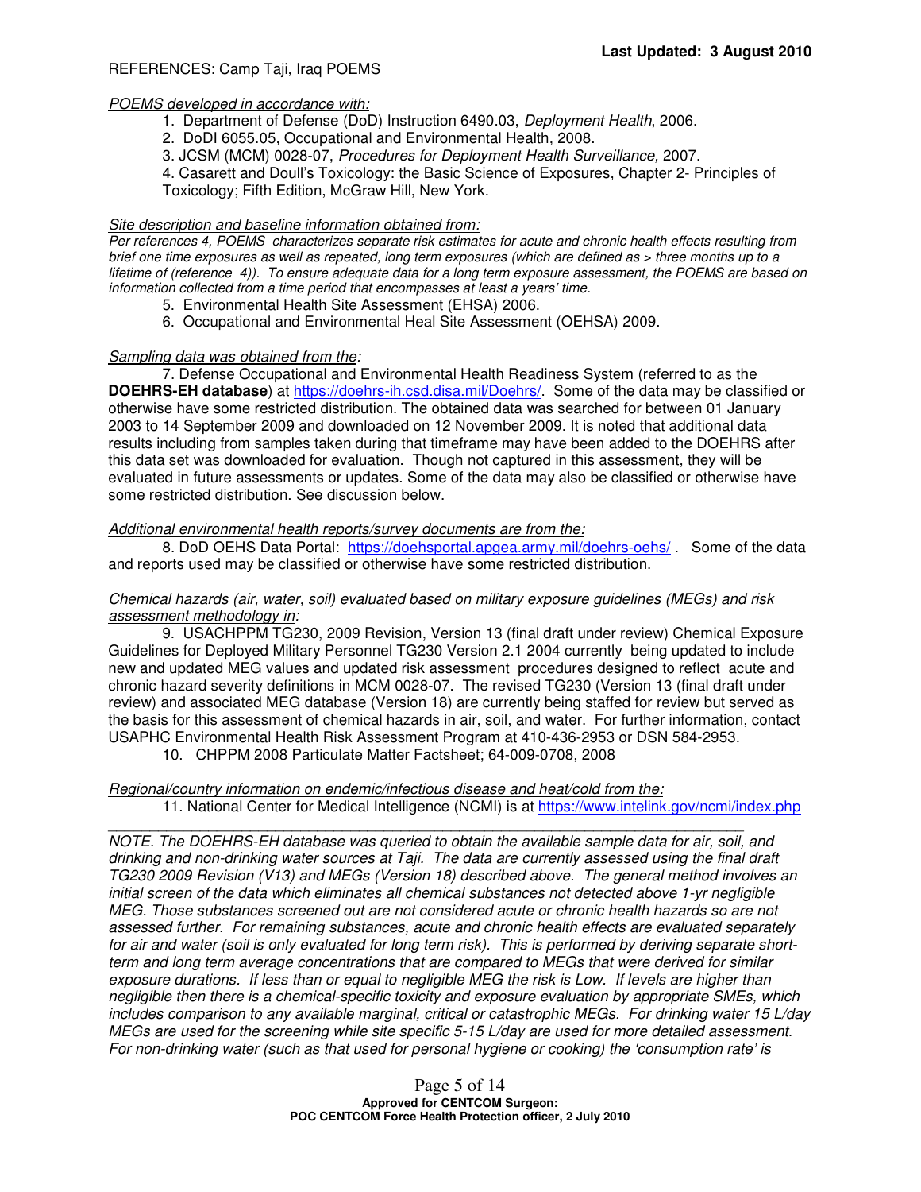REFERENCES: Camp Taji, Iraq POEMS

*POEMS developed in accordance with:*

1. Department of Defense (DoD) Instruction 6490.03, *Deployment Health*, 2006.
2. DoDI 6055.05, Occupational and Environmental Health, 2008.
3. JCSM (MCM) 0028-07, *Procedures for Deployment Health Surveillance,* 2007.
4. Casarett and Doull's Toxicology: the Basic Science of Exposures, Chapter 2- Principles of Toxicology; Fifth Edition, McGraw Hill, New York.

*Site description and baseline information obtained from:*

*Per references 4, POEMS characterizes separate risk estimates for acute and chronic health effects resulting from brief one time exposures as well as repeated, long term exposures (which are defined as > three months up to a lifetime of (reference 4)). To ensure adequate data for a long term exposure assessment, the POEMS are based on information collected from a time period that encompasses at least a years' time.*

5. Environmental Health Site Assessment (EHSA) 2006.
6. Occupational and Environmental Heal Site Assessment (OEHSA) 2009.

*Sampling data was obtained from the:*

7. Defense Occupational and Environmental Health Readiness System (referred to as the **DOEHRS-EH database**) at https://doehrs-ih.csd.disa.mil/Doehrs/. Some of the data may be classified or otherwise have some restricted distribution. The obtained data was searched for between 01 January 2003 to 14 September 2009 and downloaded on 12 November 2009. It is noted that additional data results including from samples taken during that timeframe may have been added to the DOEHRS after this data set was downloaded for evaluation. Though not captured in this assessment, they will be evaluated in future assessments or updates. Some of the data may also be classified or otherwise have some restricted distribution. See discussion below.

*Additional environmental health reports/survey documents are from the:*

8. DoD OEHS Data Portal: https://doehsportal.apgea.army.mil/doehrs-oehs/ . Some of the data and reports used may be classified or otherwise have some restricted distribution.

*Chemical hazards (air, water, soil) evaluated based on military exposure guidelines (MEGs) and risk assessment methodology in:*

9. USACHPPM TG230, 2009 Revision, Version 13 (final draft under review) Chemical Exposure Guidelines for Deployed Military Personnel TG230 Version 2.1 2004 currently being updated to include new and updated MEG values and updated risk assessment procedures designed to reflect acute and chronic hazard severity definitions in MCM 0028-07. The revised TG230 (Version 13 (final draft under review) and associated MEG database (Version 18) are currently being staffed for review but served as the basis for this assessment of chemical hazards in air, soil, and water. For further information, contact USAPHC Environmental Health Risk Assessment Program at 410-436-2953 or DSN 584-2953.
10. CHPPM 2008 Particulate Matter Factsheet; 64-009-0708, 2008

*Regional/country information on endemic/infectious disease and heat/cold from the:*

11. National Center for Medical Intelligence (NCMI) is at https://www.intelink.gov/ncmi/index.php

---

*NOTE. The DOEHRS-EH database was queried to obtain the available sample data for air, soil, and drinking and non-drinking water sources at Taji. The data are currently assessed using the final draft TG230 2009 Revision (V13) and MEGs (Version 18) described above. The general method involves an initial screen of the data which eliminates all chemical substances not detected above 1-yr negligible MEG. Those substances screened out are not considered acute or chronic health hazards so are not assessed further. For remaining substances, acute and chronic health effects are evaluated separately for air and water (soil is only evaluated for long term risk). This is performed by deriving separate short-term and long term average concentrations that are compared to MEGs that were derived for similar exposure durations. If less than or equal to negligible MEG the risk is Low. If levels are higher than negligible then there is a chemical-specific toxicity and exposure evaluation by appropriate SMEs, which includes comparison to any available marginal, critical or catastrophic MEGs. For drinking water 15 L/day MEGs are used for the screening while site specific 5-15 L/day are used for more detailed assessment. For non-drinking water (such as that used for personal hygiene or cooking) the 'consumption rate' is*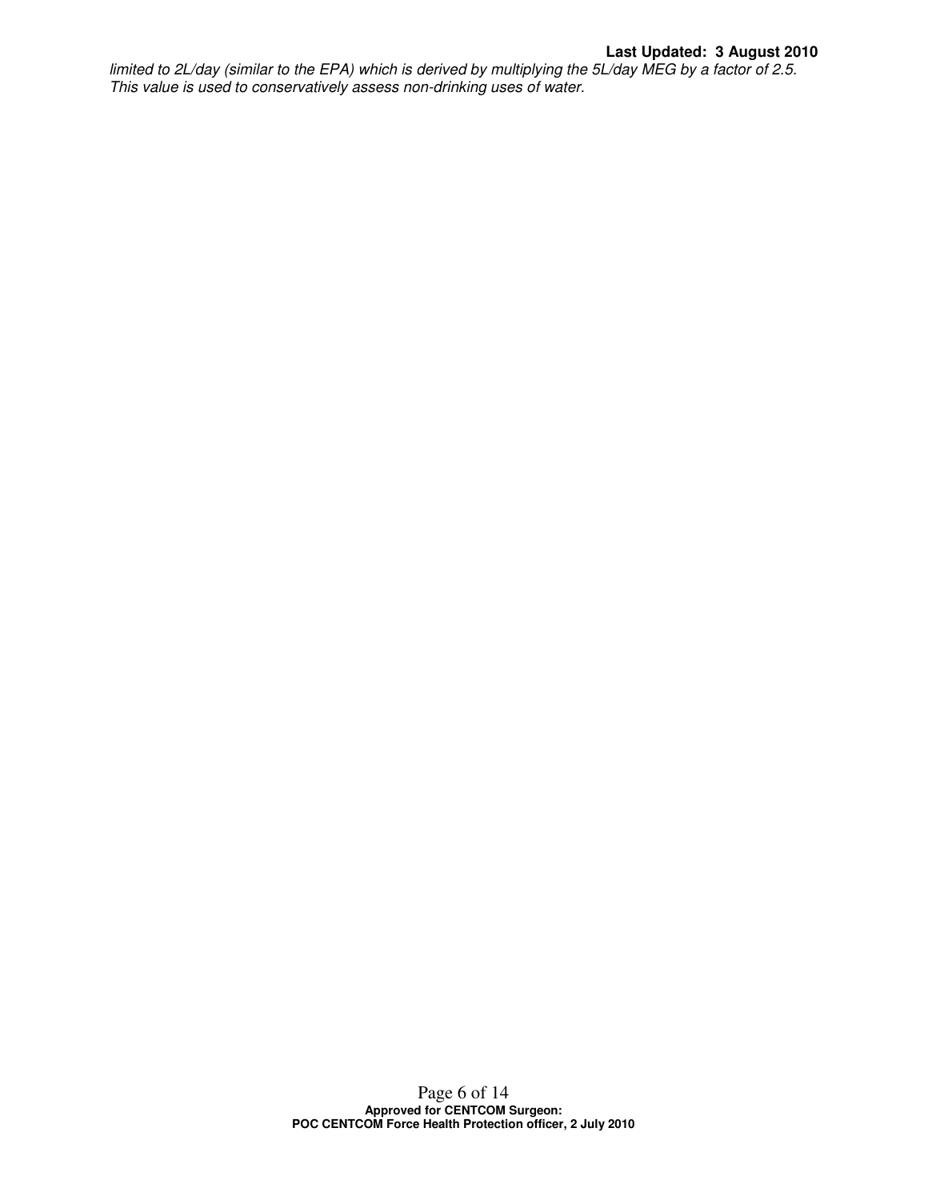*limited to 2L/day (similar to the EPA) which is derived by multiplying the 5L/day MEG by a factor of 2.5. This value is used to conservatively assess non-drinking uses of water.*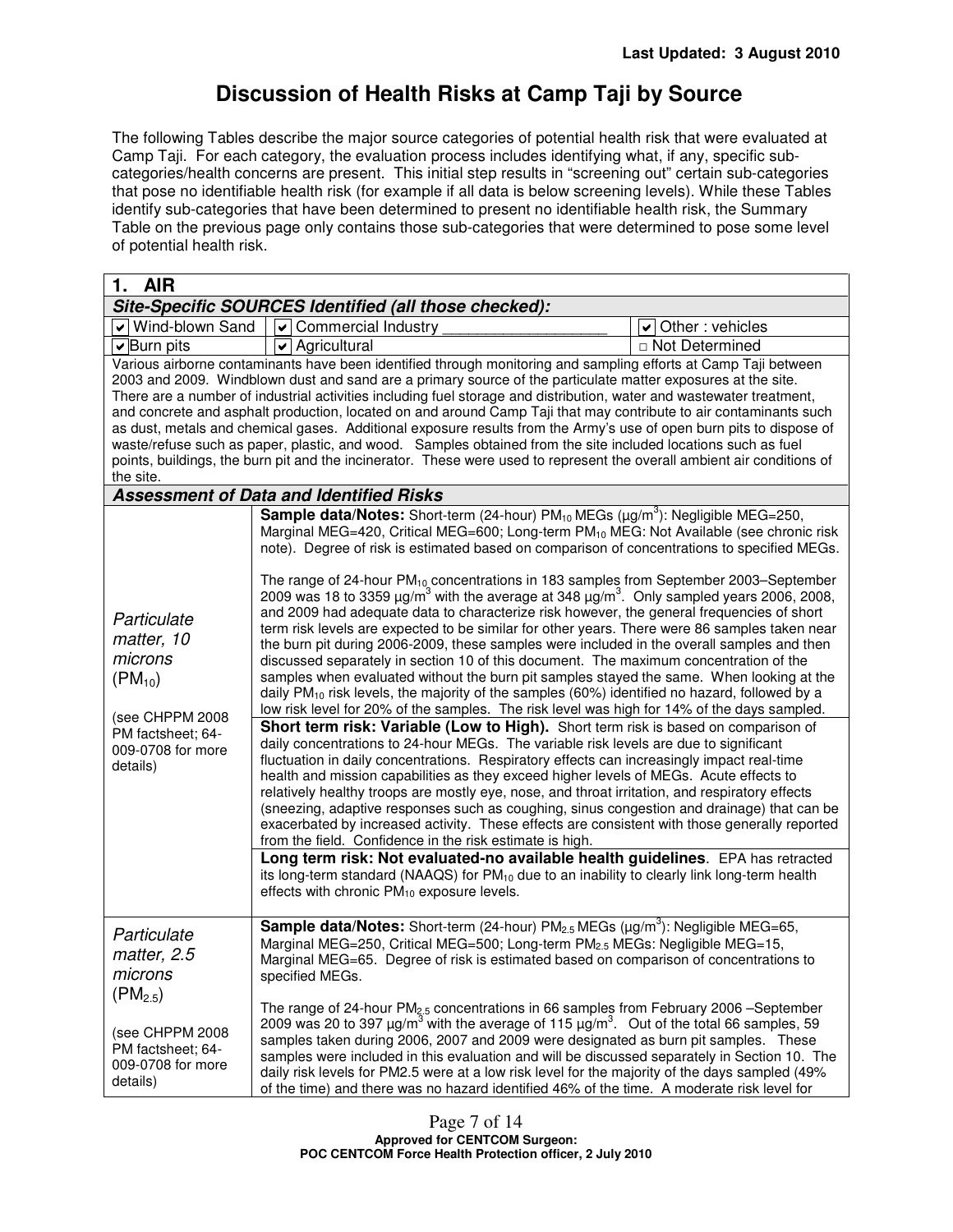Last Updated: 3 August 2010

# Discussion of Health Risks at Camp Taji by Source

The following Tables describe the major source categories of potential health risk that were evaluated at Camp Taji. For each category, the evaluation process includes identifying what, if any, specific sub-categories/health concerns are present. This initial step results in "screening out" certain sub-categories that pose no identifiable health risk (for example if all data is below screening levels). While these Tables identify sub-categories that have been determined to present no identifiable health risk, the Summary Table on the previous page only contains those sub-categories that were determined to pose some level of potential health risk.

| **1. AIR** | | |
|---|---|---|
| ***Site-Specific SOURCES Identified (all those checked):*** | | |
| ☑ Wind-blown Sand | ☑ Commercial Industry ___________________ | ☑ Other : vehicles |
| ☑ Burn pits | ☑ Agricultural | □ Not Determined |
| Various airborne contaminants have been identified through monitoring and sampling efforts at Camp Taji between 2003 and 2009. Windblown dust and sand are a primary source of the particulate matter exposures at the site. There are a number of industrial activities including fuel storage and distribution, water and wastewater treatment, and concrete and asphalt production, located on and around Camp Taji that may contribute to air contaminants such as dust, metals and chemical gases. Additional exposure results from the Army's use of open burn pits to dispose of waste/refuse such as paper, plastic, and wood. Samples obtained from the site included locations such as fuel points, buildings, the burn pit and the incinerator. These were used to represent the overall ambient air conditions of the site. | | |
| ***Assessment of Data and Identified Risks*** | | |
| *Particulate matter, 10 microns* ($PM_{10}$) (see CHPPM 2008 PM factsheet; 64-009-0708 for more details) | **Sample data/Notes:** Short-term (24-hour) $PM_{10}$ MEGs ($\mu g/m^3$): Negligible MEG=250, Marginal MEG=420, Critical MEG=600; Long-term $PM_{10}$ MEG: Not Available (see chronic risk note). Degree of risk is estimated based on comparison of concentrations to specified MEGs. <br><br> The range of 24-hour $PM_{10}$ concentrations in 183 samples from September 2003–September 2009 was 18 to 3359 $\mu g/m^3$ with the average at 348 $\mu g/m^3$. Only sampled years 2006, 2008, and 2009 had adequate data to characterize risk however, the general frequencies of short term risk levels are expected to be similar for other years. There were 86 samples taken near the burn pit during 2006-2009, these samples were included in the overall samples and then discussed separately in section 10 of this document. The maximum concentration of the samples when evaluated without the burn pit samples stayed the same. When looking at the daily $PM_{10}$ risk levels, the majority of the samples (60%) identified no hazard, followed by a low risk level for 20% of the samples. The risk level was high for 14% of the days sampled. | |
| | **Short term risk: Variable (Low to High).** Short term risk is based on comparison of daily concentrations to 24-hour MEGs. The variable risk levels are due to significant fluctuation in daily concentrations. Respiratory effects can increasingly impact real-time health and mission capabilities as they exceed higher levels of MEGs. Acute effects to relatively healthy troops are mostly eye, nose, and throat irritation, and respiratory effects (sneezing, adaptive responses such as coughing, sinus congestion and drainage) that can be exacerbated by increased activity. These effects are consistent with those generally reported from the field. Confidence in the risk estimate is high. | |
| | **Long term risk: Not evaluated-no available health guidelines**. EPA has retracted its long-term standard (NAAQS) for $PM_{10}$ due to an inability to clearly link long-term health effects with chronic $PM_{10}$ exposure levels. | |
| *Particulate matter, 2.5 microns* ($PM_{2.5}$) (see CHPPM 2008 PM factsheet; 64-009-0708 for more details) | **Sample data/Notes:** Short-term (24-hour) $PM_{2.5}$ MEGs ($\mu g/m^3$): Negligible MEG=65, Marginal MEG=250, Critical MEG=500; Long-term $PM_{2.5}$ MEGs: Negligible MEG=15, Marginal MEG=65. Degree of risk is estimated based on comparison of concentrations to specified MEGs. <br><br> The range of 24-hour $PM_{2.5}$ concentrations in 66 samples from February 2006 –September 2009 was 20 to 397 $\mu g/m^3$ with the average of 115 $\mu g/m^3$. Out of the total 66 samples, 59 samples taken during 2006, 2007 and 2009 were designated as burn pit samples. These samples were included in this evaluation and will be discussed separately in Section 10. The daily risk levels for PM2.5 were at a low risk level for the majority of the days sampled (49% of the time) and there was no hazard identified 46% of the time. A moderate risk level for | |

Approved for CENTCOM Surgeon:
POC CENTCOM Force Health Protection officer, 2 July 2010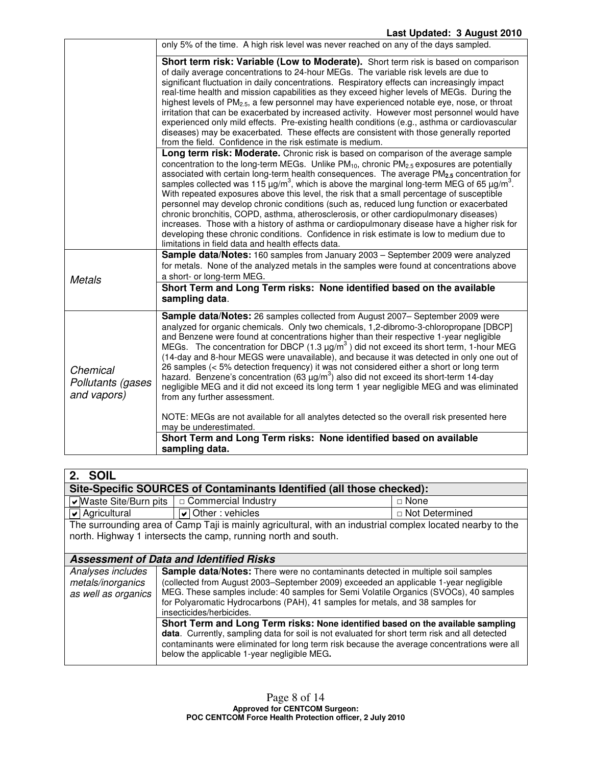| | |
|---|---|
| | only 5% of the time. A high risk level was never reached on any of the days sampled. |
| | **Short term risk: Variable (Low to Moderate).** Short term risk is based on comparison of daily average concentrations to 24-hour MEGs. The variable risk levels are due to significant fluctuation in daily concentrations. Respiratory effects can increasingly impact real-time health and mission capabilities as they exceed higher levels of MEGs. During the highest levels of $PM_{2.5}$, a few personnel may have experienced notable eye, nose, or throat irritation that can be exacerbated by increased activity. However most personnel would have experienced only mild effects. Pre-existing health conditions (e.g., asthma or cardiovascular diseases) may be exacerbated. These effects are consistent with those generally reported from the field. Confidence in the risk estimate is medium. |
| | **Long term risk: Moderate.** Chronic risk is based on comparison of the average sample concentration to the long-term MEGs. Unlike $PM_{10}$, chronic $PM_{2.5}$ exposures are potentially associated with certain long-term health consequences. The average $PM_{2.5}$ concentration for samples collected was 115 µg/m$^3$, which is above the marginal long-term MEG of 65 µg/m$^3$. With repeated exposures above this level, the risk that a small percentage of susceptible personnel may develop chronic conditions (such as, reduced lung function or exacerbated chronic bronchitis, COPD, asthma, atherosclerosis, or other cardiopulmonary diseases) increases. Those with a history of asthma or cardiopulmonary disease have a higher risk for developing these chronic conditions. Confidence in risk estimate is low to medium due to limitations in field data and health effects data. |
| *Metals* | **Sample data/Notes:** 160 samples from January 2003 – September 2009 were analyzed for metals. None of the analyzed metals in the samples were found at concentrations above a short- or long-term MEG. |
| | **Short Term and Long Term risks: None identified based on the available sampling data**. |
| *Chemical Pollutants (gases and vapors)* | **Sample data/Notes:** 26 samples collected from August 2007– September 2009 were analyzed for organic chemicals. Only two chemicals, 1,2-dibromo-3-chloropropane [DBCP] and Benzene were found at concentrations higher than their respective 1-year negligible MEGs. The concentration for DBCP (1.3 µg/m$^3$ ) did not exceed its short term, 1-hour MEG (14-day and 8-hour MEGS were unavailable), and because it was detected in only one out of 26 samples (< 5% detection frequency) it was not considered either a short or long term hazard. Benzene's concentration (63 µg/m$^3$) also did not exceed its short-term 14-day negligible MEG and it did not exceed its long term 1 year negligible MEG and was eliminated from any further assessment.<br><br>NOTE: MEGs are not available for all analytes detected so the overall risk presented here may be underestimated. |
| | **Short Term and Long Term risks: None identified based on available sampling data.** |

## 2. SOIL

**Site-Specific SOURCES of Contaminants Identified (all those checked):**

| | | |
|---|---|---|
| ☑ Waste Site/Burn pits | □ Commercial Industry | □ None |
| ☑ Agricultural | ☑ Other : vehicles | □ Not Determined |

The surrounding area of Camp Taji is mainly agricultural, with an industrial complex located nearby to the north. Highway 1 intersects the camp, running north and south.

***Assessment of Data and Identified Risks***

| | |
|---|---|
| *Analyses includes metals/inorganics as well as organics* | **Sample data/Notes:** There were no contaminants detected in multiple soil samples (collected from August 2003–September 2009) exceeded an applicable 1-year negligible MEG. These samples include: 40 samples for Semi Volatile Organics (SVOCs), 40 samples for Polyaromatic Hydrocarbons (PAH), 41 samples for metals, and 38 samples for insecticides/herbicides. |
| | **Short Term and Long Term risks: None identified based on the available sampling data**. Currently, sampling data for soil is not evaluated for short term risk and all detected contaminants were eliminated for long term risk because the average concentrations were all below the applicable 1-year negligible MEG**.** |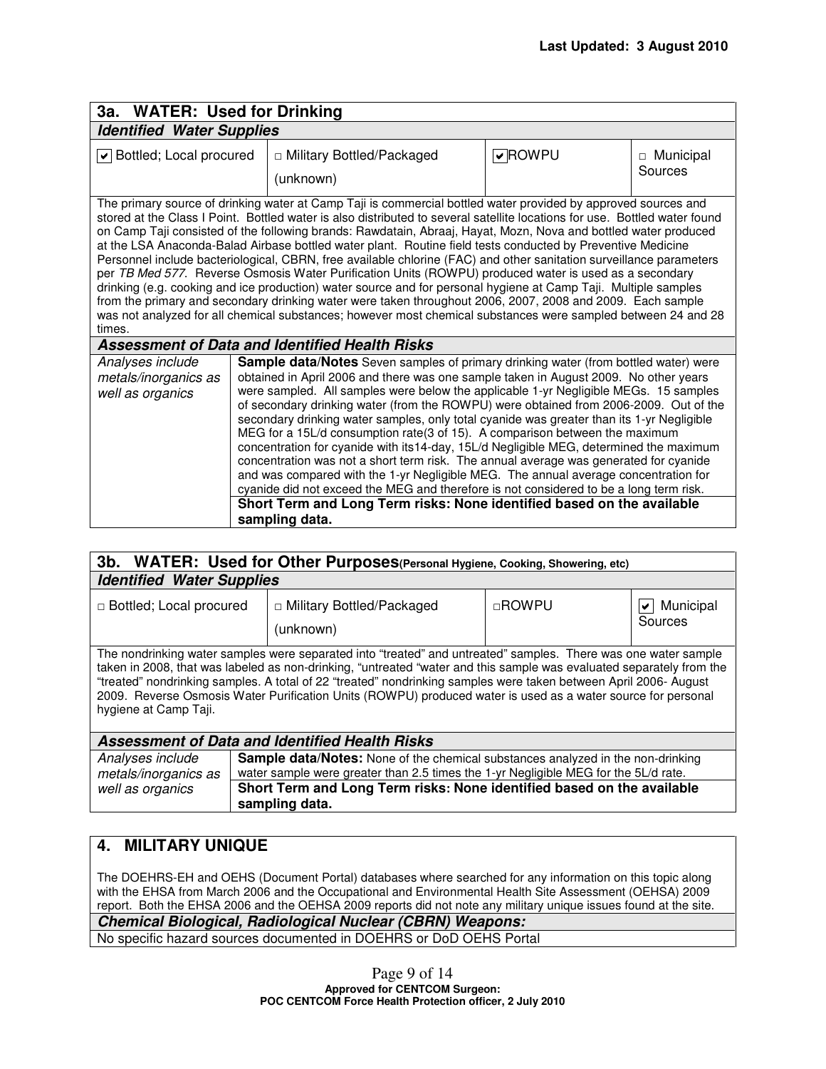Last Updated: 3 August 2010

## 3a. WATER: Used for Drinking

***Identified Water Supplies***

| ☑ Bottled; Local procured | □ Military Bottled/Packaged (unknown) | ☑ ROWPU | □ Municipal Sources |
|---|---|---|---|

The primary source of drinking water at Camp Taji is commercial bottled water provided by approved sources and stored at the Class I Point. Bottled water is also distributed to several satellite locations for use. Bottled water found on Camp Taji consisted of the following brands: Rawdatain, Abraaj, Hayat, Mozn, Nova and bottled water produced at the LSA Anaconda-Balad Airbase bottled water plant. Routine field tests conducted by Preventive Medicine Personnel include bacteriological, CBRN, free available chlorine (FAC) and other sanitation surveillance parameters per *TB Med 577*. Reverse Osmosis Water Purification Units (ROWPU) produced water is used as a secondary drinking (e.g. cooking and ice production) water source and for personal hygiene at Camp Taji. Multiple samples from the primary and secondary drinking water were taken throughout 2006, 2007, 2008 and 2009. Each sample was not analyzed for all chemical substances; however most chemical substances were sampled between 24 and 28 times.

***Assessment of Data and Identified Health Risks***

| | |
|---|---|
| *Analyses include metals/inorganics as well as organics* | **Sample data/Notes** Seven samples of primary drinking water (from bottled water) were obtained in April 2006 and there was one sample taken in August 2009. No other years were sampled. All samples were below the applicable 1-yr Negligible MEGs. 15 samples of secondary drinking water (from the ROWPU) were obtained from 2006-2009. Out of the secondary drinking water samples, only total cyanide was greater than its 1-yr Negligible MEG for a 15L/d consumption rate(3 of 15). A comparison between the maximum concentration for cyanide with its14-day, 15L/d Negligible MEG, determined the maximum concentration was not a short term risk. The annual average was generated for cyanide and was compared with the 1-yr Negligible MEG. The annual average concentration for cyanide did not exceed the MEG and therefore is not considered to be a long term risk. |
| | **Short Term and Long Term risks: None identified based on the available sampling data.** |

## 3b. WATER: Used for Other Purposes(Personal Hygiene, Cooking, Showering, etc)

***Identified Water Supplies***

| □ Bottled; Local procured | □ Military Bottled/Packaged (unknown) | □ ROWPU | ☑ Municipal Sources |
|---|---|---|---|

The nondrinking water samples were separated into "treated" and untreated" samples. There was one water sample taken in 2008, that was labeled as non-drinking, "untreated "water and this sample was evaluated separately from the "treated" nondrinking samples. A total of 22 "treated" nondrinking samples were taken between April 2006- August 2009. Reverse Osmosis Water Purification Units (ROWPU) produced water is used as a water source for personal hygiene at Camp Taji.

***Assessment of Data and Identified Health Risks***

| | |
|---|---|
| *Analyses include metals/inorganics as well as organics* | **Sample data/Notes:** None of the chemical substances analyzed in the non-drinking water sample were greater than 2.5 times the 1-yr Negligible MEG for the 5L/d rate. |
| | **Short Term and Long Term risks: None identified based on the available sampling data.** |

## 4. MILITARY UNIQUE

The DOEHRS-EH and OEHS (Document Portal) databases where searched for any information on this topic along with the EHSA from March 2006 and the Occupational and Environmental Health Site Assessment (OEHSA) 2009 report. Both the EHSA 2006 and the OEHSA 2009 reports did not note any military unique issues found at the site.

***Chemical Biological, Radiological Nuclear (CBRN) Weapons:***

No specific hazard sources documented in DOEHRS or DoD OEHS Portal

Approved for CENTCOM Surgeon:
POC CENTCOM Force Health Protection officer, 2 July 2010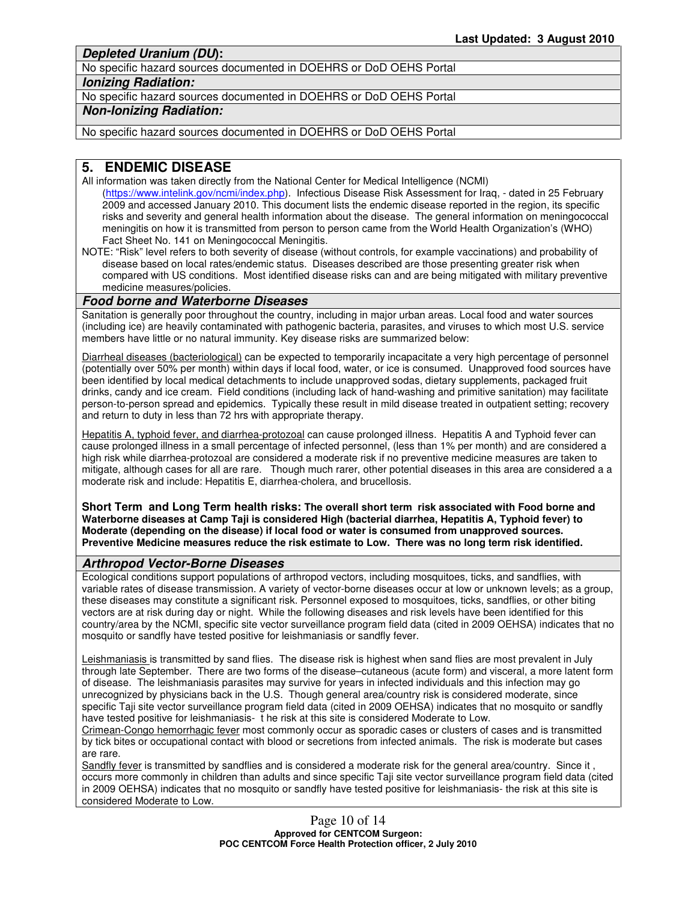**Depleted Uranium (DU):**

No specific hazard sources documented in DOEHRS or DoD OEHS Portal

**Ionizing Radiation:**

No specific hazard sources documented in DOEHRS or DoD OEHS Portal

**Non-Ionizing Radiation:**

No specific hazard sources documented in DOEHRS or DoD OEHS Portal

## 5. ENDEMIC DISEASE

All information was taken directly from the National Center for Medical Intelligence (NCMI) (https://www.intelink.gov/ncmi/index.php). Infectious Disease Risk Assessment for Iraq, - dated in 25 February 2009 and accessed January 2010. This document lists the endemic disease reported in the region, its specific risks and severity and general health information about the disease. The general information on meningococcal meningitis on how it is transmitted from person to person came from the World Health Organization's (WHO) Fact Sheet No. 141 on Meningococcal Meningitis.

NOTE: "Risk" level refers to both severity of disease (without controls, for example vaccinations) and probability of disease based on local rates/endemic status. Diseases described are those presenting greater risk when compared with US conditions. Most identified disease risks can and are being mitigated with military preventive medicine measures/policies.

### Food borne and Waterborne Diseases

Sanitation is generally poor throughout the country, including in major urban areas. Local food and water sources (including ice) are heavily contaminated with pathogenic bacteria, parasites, and viruses to which most U.S. service members have little or no natural immunity. Key disease risks are summarized below:

Diarrheal diseases (bacteriological) can be expected to temporarily incapacitate a very high percentage of personnel (potentially over 50% per month) within days if local food, water, or ice is consumed. Unapproved food sources have been identified by local medical detachments to include unapproved sodas, dietary supplements, packaged fruit drinks, candy and ice cream. Field conditions (including lack of hand-washing and primitive sanitation) may facilitate person-to-person spread and epidemics. Typically these result in mild disease treated in outpatient setting; recovery and return to duty in less than 72 hrs with appropriate therapy.

Hepatitis A, typhoid fever, and diarrhea-protozoal can cause prolonged illness. Hepatitis A and Typhoid fever can cause prolonged illness in a small percentage of infected personnel, (less than 1% per month) and are considered a high risk while diarrhea-protozoal are considered a moderate risk if no preventive medicine measures are taken to mitigate, although cases for all are rare. Though much rarer, other potential diseases in this area are considered a a moderate risk and include: Hepatitis E, diarrhea-cholera, and brucellosis.

**Short Term and Long Term health risks: The overall short term risk associated with Food borne and Waterborne diseases at Camp Taji is considered High (bacterial diarrhea, Hepatitis A, Typhoid fever) to Moderate (depending on the disease) if local food or water is consumed from unapproved sources. Preventive Medicine measures reduce the risk estimate to Low. There was no long term risk identified.**

### Arthropod Vector-Borne Diseases

Ecological conditions support populations of arthropod vectors, including mosquitoes, ticks, and sandflies, with variable rates of disease transmission. A variety of vector-borne diseases occur at low or unknown levels; as a group, these diseases may constitute a significant risk. Personnel exposed to mosquitoes, ticks, sandflies, or other biting vectors are at risk during day or night. While the following diseases and risk levels have been identified for this country/area by the NCMI, specific site vector surveillance program field data (cited in 2009 OEHSA) indicates that no mosquito or sandfly have tested positive for leishmaniasis or sandfly fever.

Leishmaniasis is transmitted by sand flies. The disease risk is highest when sand flies are most prevalent in July through late September. There are two forms of the disease–cutaneous (acute form) and visceral, a more latent form of disease. The leishmaniasis parasites may survive for years in infected individuals and this infection may go unrecognized by physicians back in the U.S. Though general area/country risk is considered moderate, since specific Taji site vector surveillance program field data (cited in 2009 OEHSA) indicates that no mosquito or sandfly have tested positive for leishmaniasis- t he risk at this site is considered Moderate to Low.

Crimean-Congo hemorrhagic fever most commonly occur as sporadic cases or clusters of cases and is transmitted by tick bites or occupational contact with blood or secretions from infected animals. The risk is moderate but cases are rare.

Sandfly fever is transmitted by sandflies and is considered a moderate risk for the general area/country. Since it , occurs more commonly in children than adults and since specific Taji site vector surveillance program field data (cited in 2009 OEHSA) indicates that no mosquito or sandfly have tested positive for leishmaniasis- the risk at this site is considered Moderate to Low.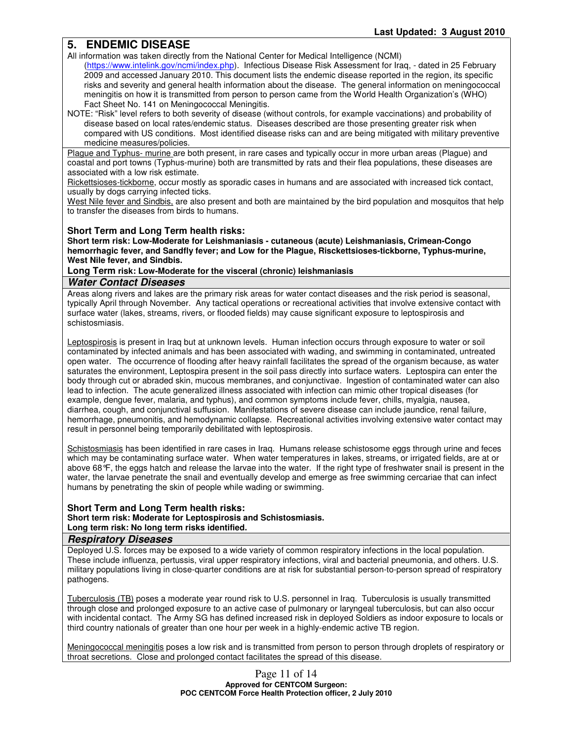## 5. ENDEMIC DISEASE

All information was taken directly from the National Center for Medical Intelligence (NCMI) (https://www.intelink.gov/ncmi/index.php). Infectious Disease Risk Assessment for Iraq, - dated in 25 February 2009 and accessed January 2010. This document lists the endemic disease reported in the region, its specific risks and severity and general health information about the disease. The general information on meningococcal meningitis on how it is transmitted from person to person came from the World Health Organization's (WHO) Fact Sheet No. 141 on Meningococcal Meningitis.

NOTE: "Risk" level refers to both severity of disease (without controls, for example vaccinations) and probability of disease based on local rates/endemic status. Diseases described are those presenting greater risk when compared with US conditions. Most identified disease risks can and are being mitigated with military preventive medicine measures/policies.

Plague and Typhus- murine are both present, in rare cases and typically occur in more urban areas (Plague) and coastal and port towns (Typhus-murine) both are transmitted by rats and their flea populations, these diseases are associated with a low risk estimate.

Rickettsioses-tickborne, occur mostly as sporadic cases in humans and are associated with increased tick contact, usually by dogs carrying infected ticks.

West Nile fever and Sindbis, are also present and both are maintained by the bird population and mosquitos that help to transfer the diseases from birds to humans.

**Short Term and Long Term health risks:**

**Short term risk: Low-Moderate for Leishmaniasis - cutaneous (acute) Leishmaniasis, Crimean-Congo hemorrhagic fever, and Sandfly fever; and Low for the Plague, Risckettsioses-tickborne, Typhus-murine, West Nile fever, and Sindbis.**

**Long Term risk: Low-Moderate for the visceral (chronic) leishmaniasis**

### *Water Contact Diseases*

Areas along rivers and lakes are the primary risk areas for water contact diseases and the risk period is seasonal, typically April through November. Any tactical operations or recreational activities that involve extensive contact with surface water (lakes, streams, rivers, or flooded fields) may cause significant exposure to leptospirosis and schistosmiasis.

Leptospirosis is present in Iraq but at unknown levels. Human infection occurs through exposure to water or soil contaminated by infected animals and has been associated with wading, and swimming in contaminated, untreated open water. The occurrence of flooding after heavy rainfall facilitates the spread of the organism because, as water saturates the environment, Leptospira present in the soil pass directly into surface waters. Leptospira can enter the body through cut or abraded skin, mucous membranes, and conjunctivae. Ingestion of contaminated water can also lead to infection. The acute generalized illness associated with infection can mimic other tropical diseases (for example, dengue fever, malaria, and typhus), and common symptoms include fever, chills, myalgia, nausea, diarrhea, cough, and conjunctival suffusion. Manifestations of severe disease can include jaundice, renal failure, hemorrhage, pneumonitis, and hemodynamic collapse. Recreational activities involving extensive water contact may result in personnel being temporarily debilitated with leptospirosis.

Schistosmiasis has been identified in rare cases in Iraq. Humans release schistosome eggs through urine and feces which may be contaminating surface water. When water temperatures in lakes, streams, or irrigated fields, are at or above 68°F, the eggs hatch and release the larvae into the water. If the right type of freshwater snail is present in the water, the larvae penetrate the snail and eventually develop and emerge as free swimming cercariae that can infect humans by penetrating the skin of people while wading or swimming.

**Short Term and Long Term health risks:**

**Short term risk: Moderate for Leptospirosis and Schistosmiasis.**

**Long term risk: No long term risks identified.**

### *Respiratory Diseases*

Deployed U.S. forces may be exposed to a wide variety of common respiratory infections in the local population. These include influenza, pertussis, viral upper respiratory infections, viral and bacterial pneumonia, and others. U.S. military populations living in close-quarter conditions are at risk for substantial person-to-person spread of respiratory pathogens.

Tuberculosis (TB) poses a moderate year round risk to U.S. personnel in Iraq. Tuberculosis is usually transmitted through close and prolonged exposure to an active case of pulmonary or laryngeal tuberculosis, but can also occur with incidental contact. The Army SG has defined increased risk in deployed Soldiers as indoor exposure to locals or third country nationals of greater than one hour per week in a highly-endemic active TB region.

Meningococcal meningitis poses a low risk and is transmitted from person to person through droplets of respiratory or throat secretions. Close and prolonged contact facilitates the spread of this disease.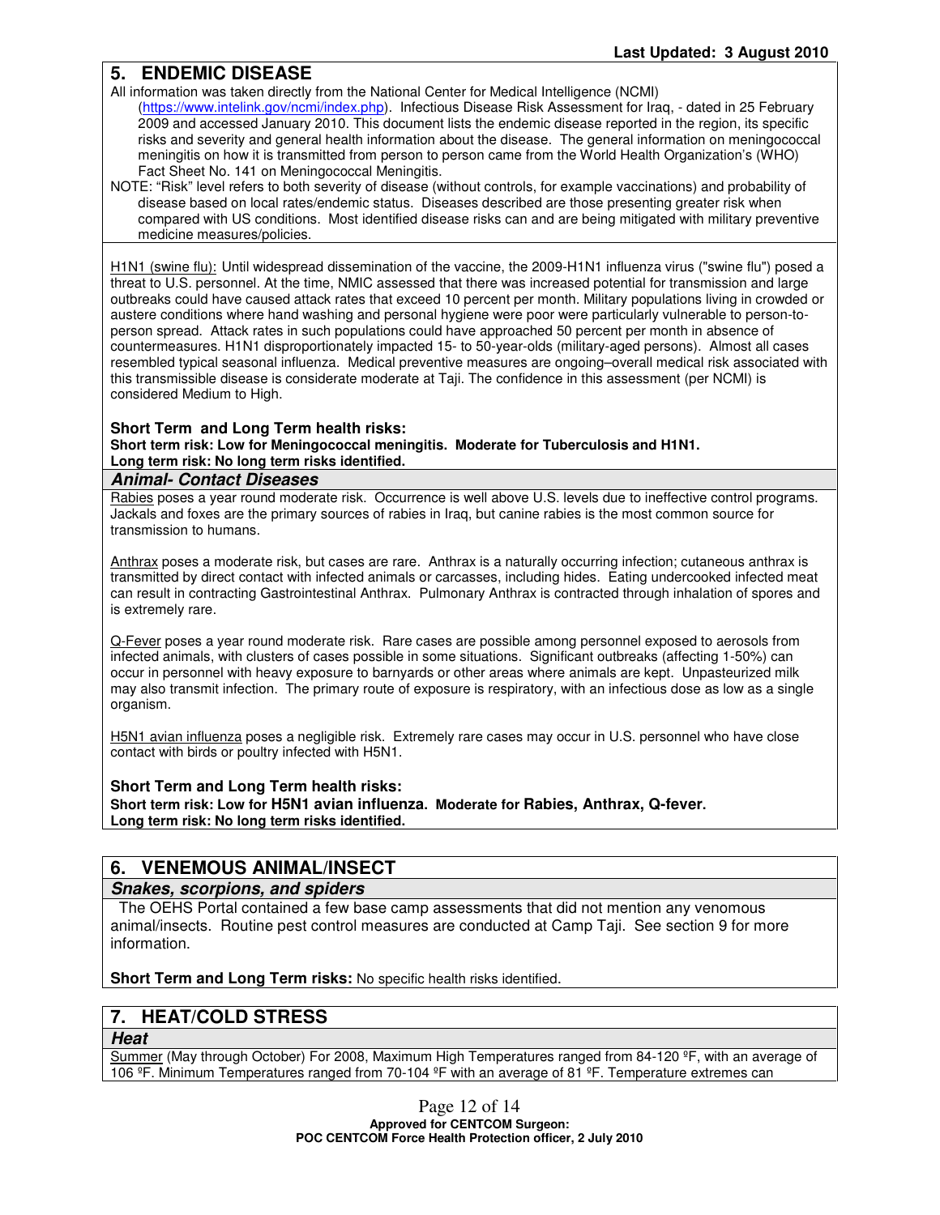**Last Updated: 3 August 2010**

## 5. ENDEMIC DISEASE

All information was taken directly from the National Center for Medical Intelligence (NCMI) (https://www.intelink.gov/ncmi/index.php). Infectious Disease Risk Assessment for Iraq, - dated in 25 February 2009 and accessed January 2010. This document lists the endemic disease reported in the region, its specific risks and severity and general health information about the disease. The general information on meningococcal meningitis on how it is transmitted from person to person came from the World Health Organization's (WHO) Fact Sheet No. 141 on Meningococcal Meningitis.

NOTE: "Risk" level refers to both severity of disease (without controls, for example vaccinations) and probability of disease based on local rates/endemic status. Diseases described are those presenting greater risk when compared with US conditions. Most identified disease risks can and are being mitigated with military preventive medicine measures/policies.

H1N1 (swine flu): Until widespread dissemination of the vaccine, the 2009-H1N1 influenza virus ("swine flu") posed a threat to U.S. personnel. At the time, NMIC assessed that there was increased potential for transmission and large outbreaks could have caused attack rates that exceed 10 percent per month. Military populations living in crowded or austere conditions where hand washing and personal hygiene were poor were particularly vulnerable to person-to-person spread. Attack rates in such populations could have approached 50 percent per month in absence of countermeasures. H1N1 disproportionately impacted 15- to 50-year-olds (military-aged persons). Almost all cases resembled typical seasonal influenza. Medical preventive measures are ongoing–overall medical risk associated with this transmissible disease is considerate moderate at Taji. The confidence in this assessment (per NCMI) is considered Medium to High.

**Short Term and Long Term health risks:**
**Short term risk: Low for Meningococcal meningitis. Moderate for Tuberculosis and H1N1.**
**Long term risk: No long term risks identified.**

### *Animal- Contact Diseases*

Rabies poses a year round moderate risk. Occurrence is well above U.S. levels due to ineffective control programs. Jackals and foxes are the primary sources of rabies in Iraq, but canine rabies is the most common source for transmission to humans.

Anthrax poses a moderate risk, but cases are rare. Anthrax is a naturally occurring infection; cutaneous anthrax is transmitted by direct contact with infected animals or carcasses, including hides. Eating undercooked infected meat can result in contracting Gastrointestinal Anthrax. Pulmonary Anthrax is contracted through inhalation of spores and is extremely rare.

Q-Fever poses a year round moderate risk. Rare cases are possible among personnel exposed to aerosols from infected animals, with clusters of cases possible in some situations. Significant outbreaks (affecting 1-50%) can occur in personnel with heavy exposure to barnyards or other areas where animals are kept. Unpasteurized milk may also transmit infection. The primary route of exposure is respiratory, with an infectious dose as low as a single organism.

H5N1 avian influenza poses a negligible risk. Extremely rare cases may occur in U.S. personnel who have close contact with birds or poultry infected with H5N1.

**Short Term and Long Term health risks:**
**Short term risk: Low for H5N1 avian influenza. Moderate for Rabies, Anthrax, Q-fever.**
**Long term risk: No long term risks identified.**

## 6. VENEMOUS ANIMAL/INSECT

### *Snakes, scorpions, and spiders*

The OEHS Portal contained a few base camp assessments that did not mention any venomous animal/insects. Routine pest control measures are conducted at Camp Taji. See section 9 for more information.

**Short Term and Long Term risks:** No specific health risks identified.

## 7. HEAT/COLD STRESS

### *Heat*

Summer (May through October) For 2008, Maximum High Temperatures ranged from 84-120 ºF, with an average of 106 ºF. Minimum Temperatures ranged from 70-104 ºF with an average of 81 ºF. Temperature extremes can

**Approved for CENTCOM Surgeon:**
**POC CENTCOM Force Health Protection officer, 2 July 2010**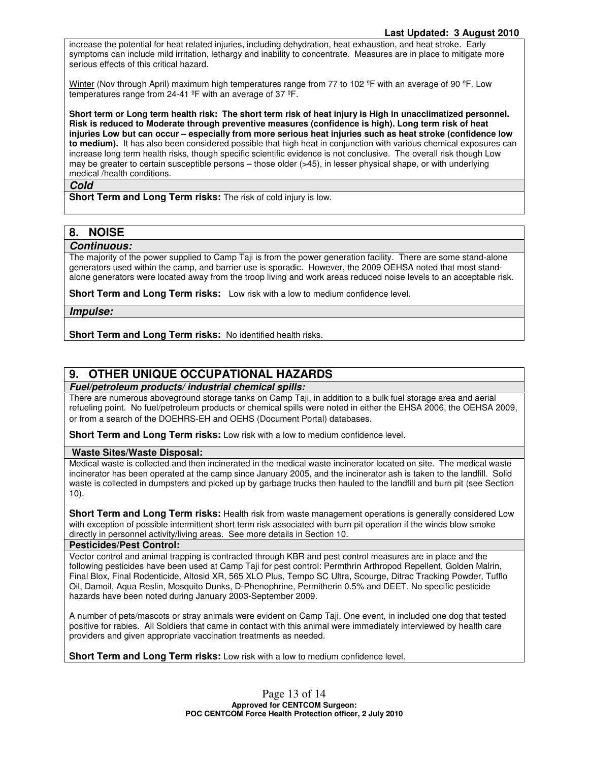increase the potential for heat related injuries, including dehydration, heat exhaustion, and heat stroke. Early symptoms can include mild irritation, lethargy and inability to concentrate. Measures are in place to mitigate more serious effects of this critical hazard.

Winter (Nov through April) maximum high temperatures range from 77 to 102 ºF with an average of 90 ºF. Low temperatures range from 24-41 ºF with an average of 37 ºF.

**Short term or Long term health risk: The short term risk of heat injury is High in unacclimatized personnel. Risk is reduced to Moderate through preventive measures (confidence is high). Long term risk of heat injuries Low but can occur – especially from more serious heat injuries such as heat stroke (confidence low to medium).** It has also been considered possible that high heat in conjunction with various chemical exposures can increase long term health risks, though specific scientific evidence is not conclusive. The overall risk though Low may be greater to certain susceptible persons – those older (>45), in lesser physical shape, or with underlying medical /health conditions.

***Cold***

**Short Term and Long Term risks:** The risk of cold injury is low.

## 8. NOISE

***Continuous:***

The majority of the power supplied to Camp Taji is from the power generation facility. There are some stand-alone generators used within the camp, and barrier use is sporadic. However, the 2009 OEHSA noted that most stand-alone generators were located away from the troop living and work areas reduced noise levels to an acceptable risk.

**Short Term and Long Term risks:** Low risk with a low to medium confidence level.

***Impulse:***

**Short Term and Long Term risks:** No identified health risks.

## 9. OTHER UNIQUE OCCUPATIONAL HAZARDS

***Fuel/petroleum products/ industrial chemical spills:***

There are numerous aboveground storage tanks on Camp Taji, in addition to a bulk fuel storage area and aerial refueling point. No fuel/petroleum products or chemical spills were noted in either the EHSA 2006, the OEHSA 2009, or from a search of the DOEHRS-EH and OEHS (Document Portal) databases.

**Short Term and Long Term risks:** Low risk with a low to medium confidence level.

**Waste Sites/Waste Disposal:**

Medical waste is collected and then incinerated in the medical waste incinerator located on site. The medical waste incinerator has been operated at the camp since January 2005, and the incinerator ash is taken to the landfill. Solid waste is collected in dumpsters and picked up by garbage trucks then hauled to the landfill and burn pit (see Section 10).

**Short Term and Long Term risks:** Health risk from waste management operations is generally considered Low with exception of possible intermittent short term risk associated with burn pit operation if the winds blow smoke directly in personnel activity/living areas. See more details in Section 10.

**Pesticides/Pest Control:**

Vector control and animal trapping is contracted through KBR and pest control measures are in place and the following pesticides have been used at Camp Taji for pest control: Permthrin Arthropod Repellent, Golden Malrin, Final Blox, Final Rodenticide, Altosid XR, 565 XLO Plus, Tempo SC Ultra, Scourge, Ditrac Tracking Powder, Tufflo Oil, Damoil, Aqua Reslin, Mosquito Dunks, D-Phenophrine, Permitherin 0.5% and DEET. No specific pesticide hazards have been noted during January 2003-September 2009.

A number of pets/mascots or stray animals were evident on Camp Taji. One event, in included one dog that tested positive for rabies. All Soldiers that came in contact with this animal were immediately interviewed by health care providers and given appropriate vaccination treatments as needed.

**Short Term and Long Term risks:** Low risk with a low to medium confidence level.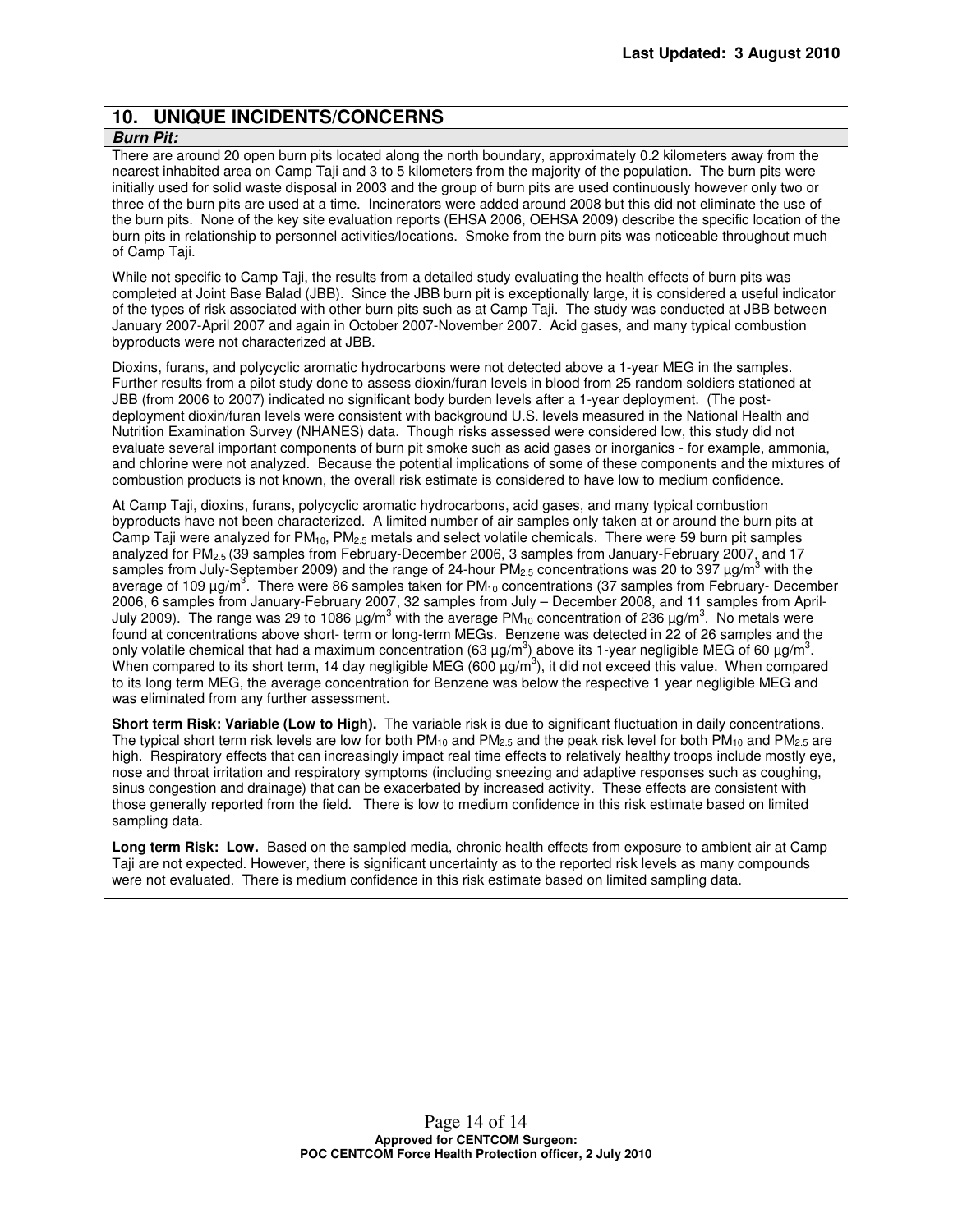## 10. UNIQUE INCIDENTS/CONCERNS

***Burn Pit:***

There are around 20 open burn pits located along the north boundary, approximately 0.2 kilometers away from the nearest inhabited area on Camp Taji and 3 to 5 kilometers from the majority of the population. The burn pits were initially used for solid waste disposal in 2003 and the group of burn pits are used continuously however only two or three of the burn pits are used at a time. Incinerators were added around 2008 but this did not eliminate the use of the burn pits. None of the key site evaluation reports (EHSA 2006, OEHSA 2009) describe the specific location of the burn pits in relationship to personnel activities/locations. Smoke from the burn pits was noticeable throughout much of Camp Taji.

While not specific to Camp Taji, the results from a detailed study evaluating the health effects of burn pits was completed at Joint Base Balad (JBB). Since the JBB burn pit is exceptionally large, it is considered a useful indicator of the types of risk associated with other burn pits such as at Camp Taji. The study was conducted at JBB between January 2007-April 2007 and again in October 2007-November 2007. Acid gases, and many typical combustion byproducts were not characterized at JBB.

Dioxins, furans, and polycyclic aromatic hydrocarbons were not detected above a 1-year MEG in the samples. Further results from a pilot study done to assess dioxin/furan levels in blood from 25 random soldiers stationed at JBB (from 2006 to 2007) indicated no significant body burden levels after a 1-year deployment. (The post-deployment dioxin/furan levels were consistent with background U.S. levels measured in the National Health and Nutrition Examination Survey (NHANES) data. Though risks assessed were considered low, this study did not evaluate several important components of burn pit smoke such as acid gases or inorganics - for example, ammonia, and chlorine were not analyzed. Because the potential implications of some of these components and the mixtures of combustion products is not known, the overall risk estimate is considered to have low to medium confidence.

At Camp Taji, dioxins, furans, polycyclic aromatic hydrocarbons, acid gases, and many typical combustion byproducts have not been characterized. A limited number of air samples only taken at or around the burn pits at Camp Taji were analyzed for $PM_{10}$, $PM_{2.5}$ metals and select volatile chemicals. There were 59 burn pit samples analyzed for $PM_{2.5}$ (39 samples from February-December 2006, 3 samples from January-February 2007, and 17 samples from July-September 2009) and the range of 24-hour $PM_{2.5}$ concentrations was 20 to 397 µg/m$^3$ with the average of 109 µg/m$^3$. There were 86 samples taken for $PM_{10}$ concentrations (37 samples from February- December 2006, 6 samples from January-February 2007, 32 samples from July – December 2008, and 11 samples from April-July 2009). The range was 29 to 1086 µg/m$^3$ with the average $PM_{10}$ concentration of 236 µg/m$^3$. No metals were found at concentrations above short- term or long-term MEGs. Benzene was detected in 22 of 26 samples and the only volatile chemical that had a maximum concentration (63 µg/m$^3$) above its 1-year negligible MEG of 60 µg/m$^3$. When compared to its short term, 14 day negligible MEG (600 µg/m$^3$), it did not exceed this value. When compared to its long term MEG, the average concentration for Benzene was below the respective 1 year negligible MEG and was eliminated from any further assessment.

**Short term Risk: Variable (Low to High).** The variable risk is due to significant fluctuation in daily concentrations. The typical short term risk levels are low for both $PM_{10}$ and $PM_{2.5}$ and the peak risk level for both $PM_{10}$ and $PM_{2.5}$ are high. Respiratory effects that can increasingly impact real time effects to relatively healthy troops include mostly eye, nose and throat irritation and respiratory symptoms (including sneezing and adaptive responses such as coughing, sinus congestion and drainage) that can be exacerbated by increased activity. These effects are consistent with those generally reported from the field. There is low to medium confidence in this risk estimate based on limited sampling data.

**Long term Risk: Low.** Based on the sampled media, chronic health effects from exposure to ambient air at Camp Taji are not expected. However, there is significant uncertainty as to the reported risk levels as many compounds were not evaluated. There is medium confidence in this risk estimate based on limited sampling data.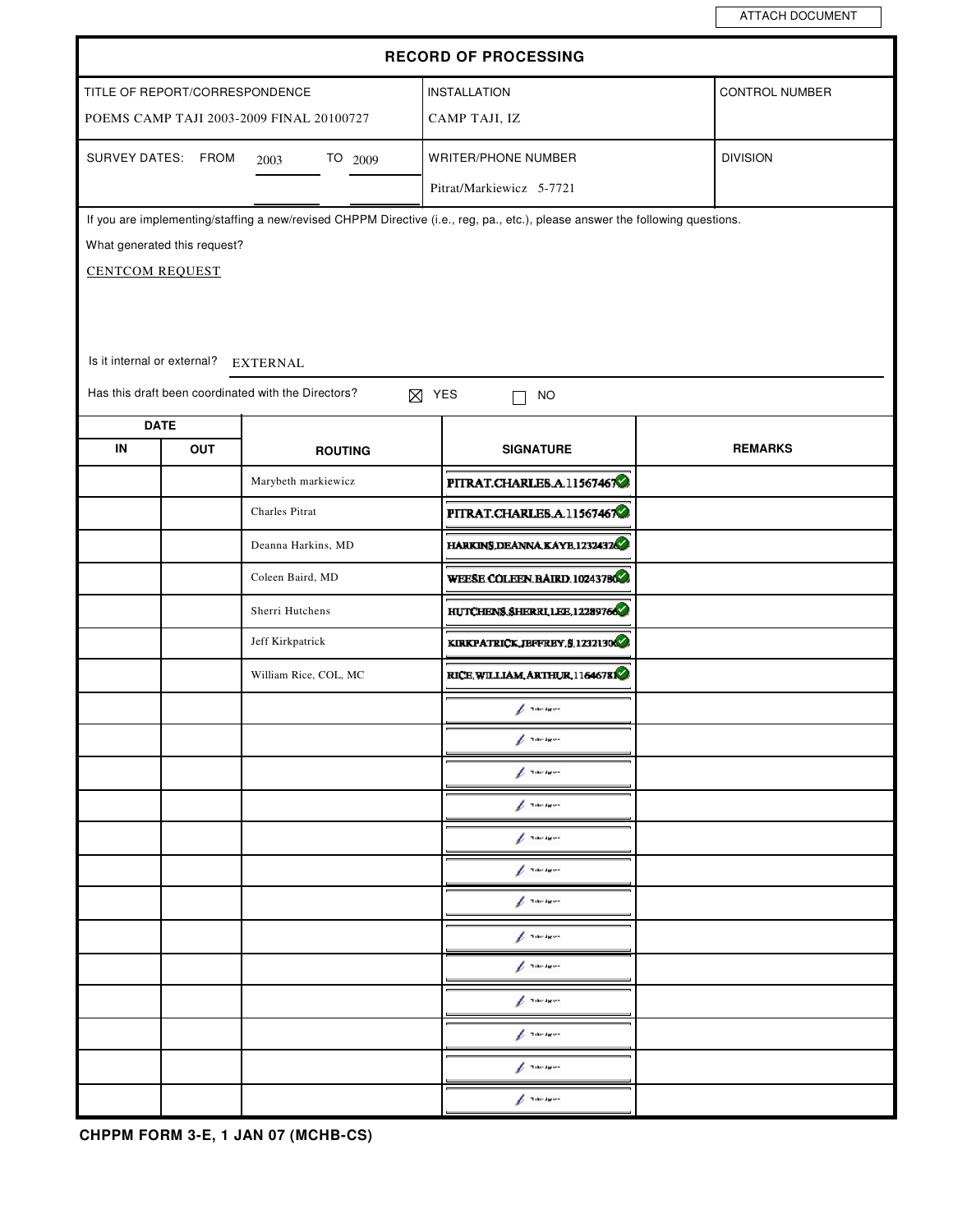ATTACH DOCUMENT

# RECORD OF PROCESSING

| TITLE OF REPORT/CORRESPONDENCE | INSTALLATION | CONTROL NUMBER |
|---|---|---|
| POEMS CAMP TAJI 2003-2009 FINAL 20100727 | CAMP TAJI, IZ | |
| SURVEY DATES: FROM 2003 TO 2009 | WRITER/PHONE NUMBER<br>Pitrat/Markiewicz 5-7721 | DIVISION |

If you are implementing/staffing a new/revised CHPPM Directive (i.e., reg, pa., etc.), please answer the following questions.

What generated this request?

CENTCOM REQUEST

Is it internal or external? EXTERNAL

Has this draft been coordinated with the Directors? ☒ YES ☐ NO

| DATE IN | DATE OUT | ROUTING | SIGNATURE | REMARKS |
|---|---|---|---|---|
| | | Marybeth markiewicz | PITRAT.CHARLES.A.11567467 | |
| | | Charles Pitrat | PITRAT.CHARLES.A.11567467 | |
| | | Deanna Harkins, MD | HARKINS.DEANNA.KAYE.12324326 | |
| | | Coleen Baird, MD | WEESE.COLEEN.BAIRD.10243780 | |
| | | Sherri Hutchens | HUTCHENS.SHERRI.LEE.12289766 | |
| | | Jeff Kirkpatrick | KIRKPATRICK.JEFFREY.S.12321306 | |
| | | William Rice, COL, MC | RICE.WILLIAM.ARTHUR.11646781 | |
| | | | | |
| | | | | |
| | | | | |
| | | | | |
| | | | | |
| | | | | |
| | | | | |
| | | | | |
| | | | | |
| | | | | |
| | | | | |
| | | | | |
| | | | | |

CHPPM FORM 3-E, 1 JAN 07 (MCHB-CS)